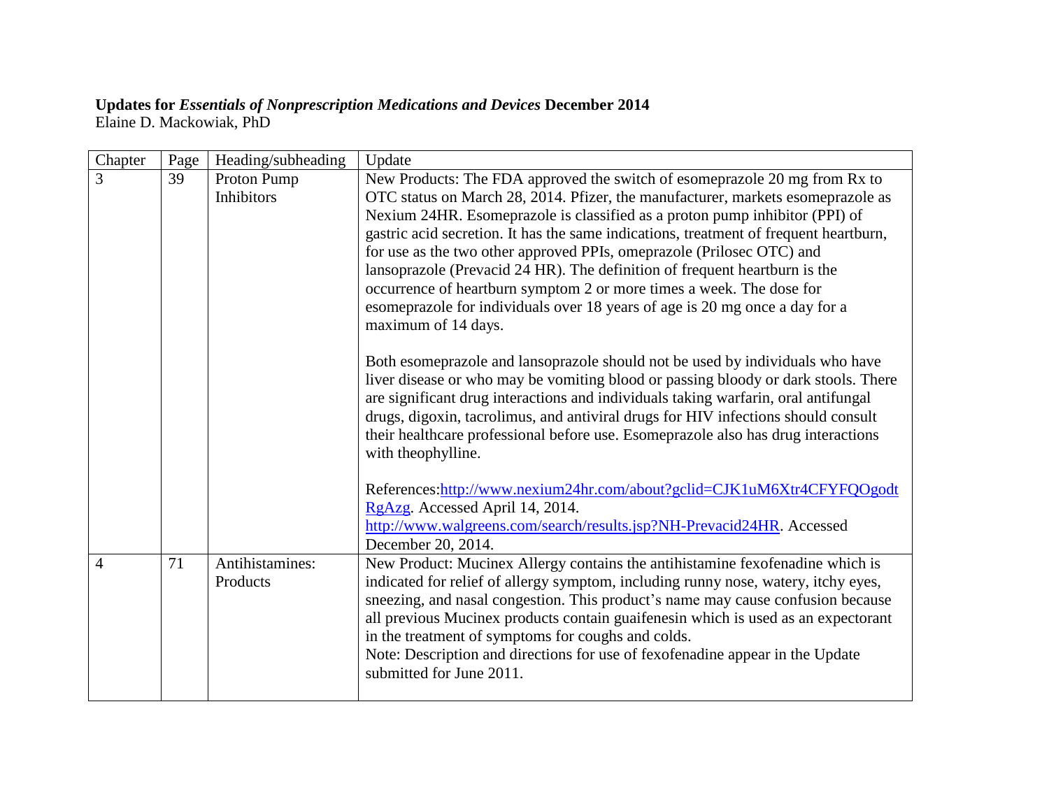**Updates for *Essentials of Nonprescription Medications and Devices* December 2014**
Elaine D. Mackowiak, PhD

| Chapter | Page | Heading/subheading | Update |
| --- | --- | --- | --- |
| 3 | 39 | Proton Pump Inhibitors | New Products: The FDA approved the switch of esomeprazole 20 mg from Rx to OTC status on March 28, 2014. Pfizer, the manufacturer, markets esomeprazole as Nexium 24HR. Esomeprazole is classified as a proton pump inhibitor (PPI) of gastric acid secretion. It has the same indications, treatment of frequent heartburn, for use as the two other approved PPIs, omeprazole (Prilosec OTC) and lansoprazole (Prevacid 24 HR). The definition of frequent heartburn is the occurrence of heartburn symptom 2 or more times a week. The dose for esomeprazole for individuals over 18 years of age is 20 mg once a day for a maximum of 14 days.<br><br>Both esomeprazole and lansoprazole should not be used by individuals who have liver disease or who may be vomiting blood or passing bloody or dark stools. There are significant drug interactions and individuals taking warfarin, oral antifungal drugs, digoxin, tacrolimus, and antiviral drugs for HIV infections should consult their healthcare professional before use. Esomeprazole also has drug interactions with theophylline.<br><br>References:http://www.nexium24hr.com/about?gclid=CJK1uM6Xtr4CFYFQOgodtRgAzg. Accessed April 14, 2014.<br>http://www.walgreens.com/search/results.jsp?NH-Prevacid24HR. Accessed December 20, 2014. |
| 4 | 71 | Antihistamines: Products | New Product: Mucinex Allergy contains the antihistamine fexofenadine which is indicated for relief of allergy symptom, including runny nose, watery, itchy eyes, sneezing, and nasal congestion. This product's name may cause confusion because all previous Mucinex products contain guaifenesin which is used as an expectorant in the treatment of symptoms for coughs and colds.<br>Note: Description and directions for use of fexofenadine appear in the Update submitted for June 2011. |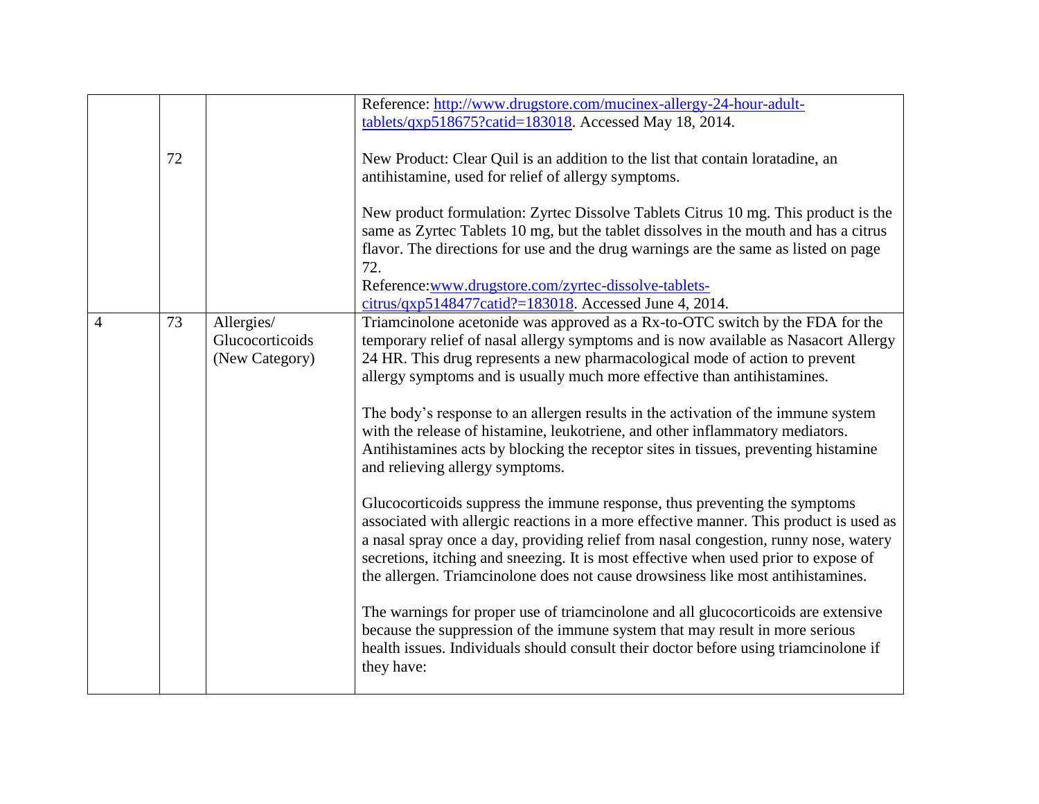| | | | |
|---|---|---|---|
| | | | Reference: http://www.drugstore.com/mucinex-allergy-24-hour-adult-tablets/qxp518675?catid=183018. Accessed May 18, 2014. |
| | 72 | | New Product: Clear Quil is an addition to the list that contain loratadine, an antihistamine, used for relief of allergy symptoms.<br><br>New product formulation: Zyrtec Dissolve Tablets Citrus 10 mg. This product is the same as Zyrtec Tablets 10 mg, but the tablet dissolves in the mouth and has a citrus flavor. The directions for use and the drug warnings are the same as listed on page 72.<br>Reference:www.drugstore.com/zyrtec-dissolve-tablets-citrus/qxp5148477catid?=183018. Accessed June 4, 2014. |
| 4 | 73 | Allergies/ Glucocorticoids (New Category) | Triamcinolone acetonide was approved as a Rx-to-OTC switch by the FDA for the temporary relief of nasal allergy symptoms and is now available as Nasacort Allergy 24 HR. This drug represents a new pharmacological mode of action to prevent allergy symptoms and is usually much more effective than antihistamines.<br><br>The body's response to an allergen results in the activation of the immune system with the release of histamine, leukotriene, and other inflammatory mediators. Antihistamines acts by blocking the receptor sites in tissues, preventing histamine and relieving allergy symptoms.<br><br>Glucocorticoids suppress the immune response, thus preventing the symptoms associated with allergic reactions in a more effective manner. This product is used as a nasal spray once a day, providing relief from nasal congestion, runny nose, watery secretions, itching and sneezing. It is most effective when used prior to expose of the allergen. Triamcinolone does not cause drowsiness like most antihistamines.<br><br>The warnings for proper use of triamcinolone and all glucocorticoids are extensive because the suppression of the immune system that may result in more serious health issues. Individuals should consult their doctor before using triamcinolone if they have: |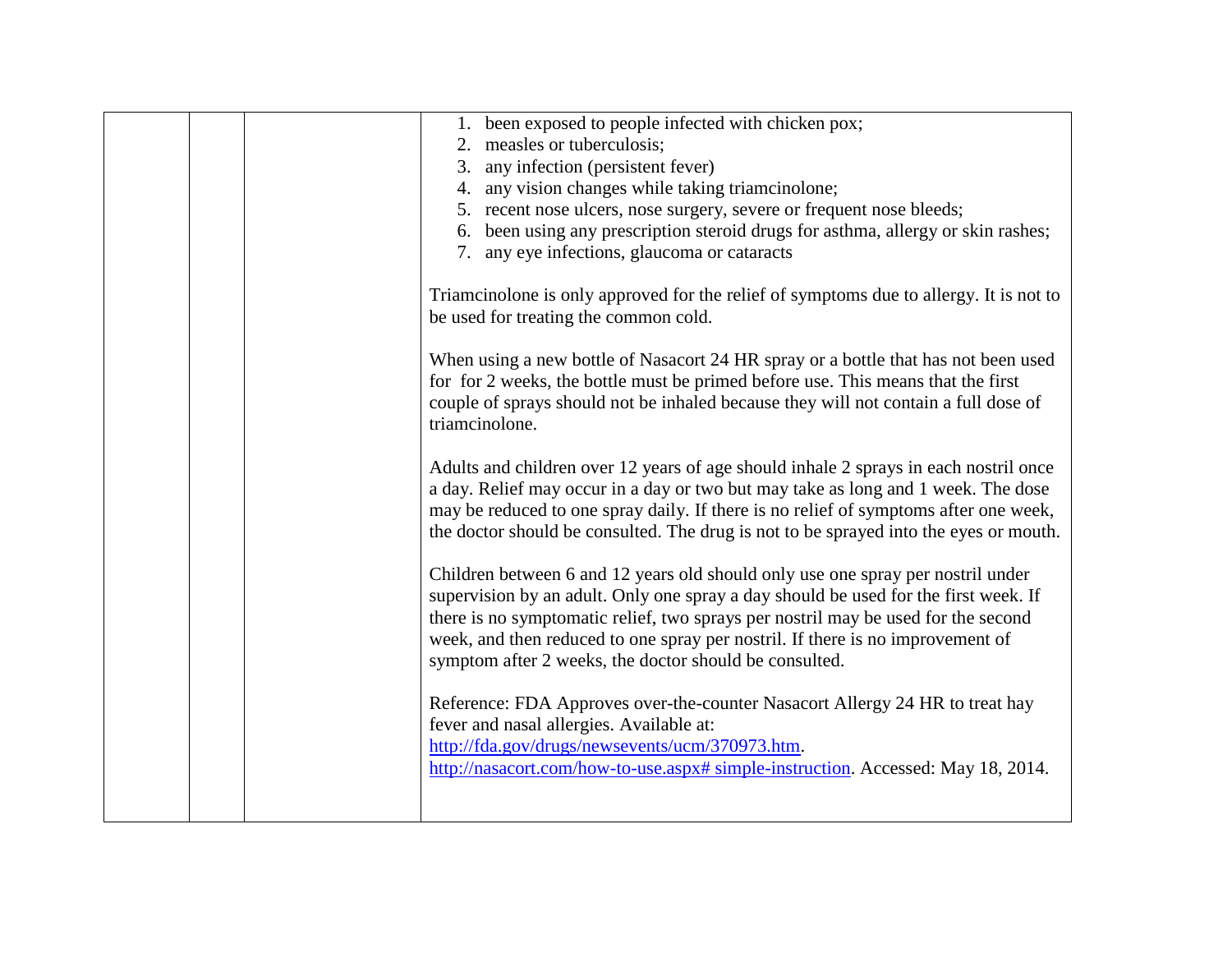| | | | |
|---|---|---|---|
| | | | 1. been exposed to people infected with chicken pox;<br>2. measles or tuberculosis;<br>3. any infection (persistent fever)<br>4. any vision changes while taking triamcinolone;<br>5. recent nose ulcers, nose surgery, severe or frequent nose bleeds;<br>6. been using any prescription steroid drugs for asthma, allergy or skin rashes;<br>7. any eye infections, glaucoma or cataracts<br><br>Triamcinolone is only approved for the relief of symptoms due to allergy. It is not to be used for treating the common cold.<br><br>When using a new bottle of Nasacort 24 HR spray or a bottle that has not been used for for 2 weeks, the bottle must be primed before use. This means that the first couple of sprays should not be inhaled because they will not contain a full dose of triamcinolone.<br><br>Adults and children over 12 years of age should inhale 2 sprays in each nostril once a day. Relief may occur in a day or two but may take as long and 1 week. The dose may be reduced to one spray daily. If there is no relief of symptoms after one week, the doctor should be consulted. The drug is not to be sprayed into the eyes or mouth.<br><br>Children between 6 and 12 years old should only use one spray per nostril under supervision by an adult. Only one spray a day should be used for the first week. If there is no symptomatic relief, two sprays per nostril may be used for the second week, and then reduced to one spray per nostril. If there is no improvement of symptom after 2 weeks, the doctor should be consulted.<br><br>Reference: FDA Approves over-the-counter Nasacort Allergy 24 HR to treat hay fever and nasal allergies. Available at: http://fda.gov/drugs/newsevents/ucm/370973.htm. http://nasacort.com/how-to-use.aspx# simple-instruction. Accessed: May 18, 2014. |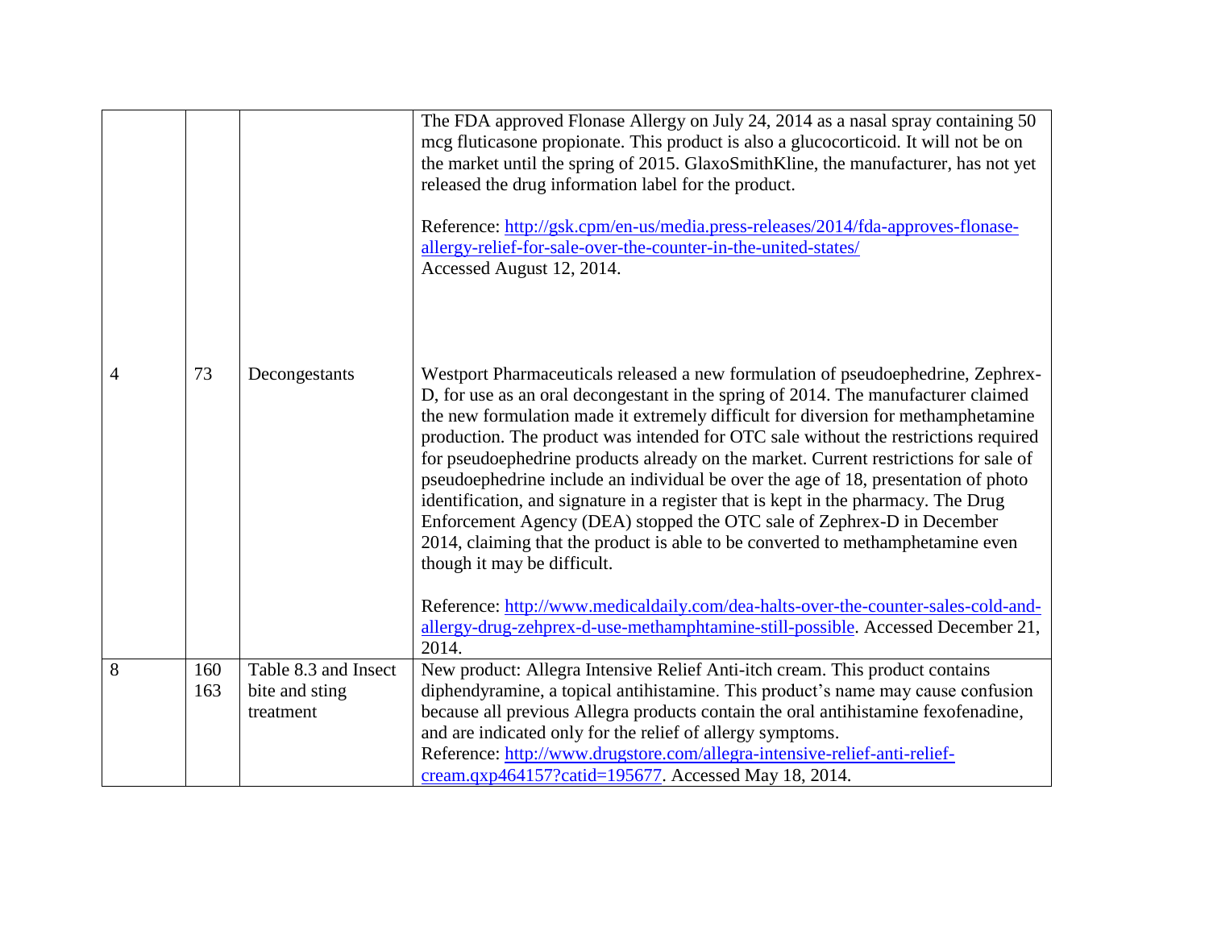| | | | |
|---|---|---|---|
| | | | The FDA approved Flonase Allergy on July 24, 2014 as a nasal spray containing 50 mcg fluticasone propionate. This product is also a glucocorticoid. It will not be on the market until the spring of 2015. GlaxoSmithKline, the manufacturer, has not yet released the drug information label for the product.<br><br>Reference: http://gsk.cpm/en-us/media.press-releases/2014/fda-approves-flonase-allergy-relief-for-sale-over-the-counter-in-the-united-states/<br>Accessed August 12, 2014. |
| 4 | 73 | Decongestants | Westport Pharmaceuticals released a new formulation of pseudoephedrine, Zephrex-D, for use as an oral decongestant in the spring of 2014. The manufacturer claimed the new formulation made it extremely difficult for diversion for methamphetamine production. The product was intended for OTC sale without the restrictions required for pseudoephedrine products already on the market. Current restrictions for sale of pseudoephedrine include an individual be over the age of 18, presentation of photo identification, and signature in a register that is kept in the pharmacy. The Drug Enforcement Agency (DEA) stopped the OTC sale of Zephrex-D in December 2014, claiming that the product is able to be converted to methamphetamine even though it may be difficult.<br><br>Reference: http://www.medicaldaily.com/dea-halts-over-the-counter-sales-cold-and-allergy-drug-zehprex-d-use-methamphtamine-still-possible. Accessed December 21, 2014. |
| 8 | 160<br>163 | Table 8.3 and Insect bite and sting treatment | New product: Allegra Intensive Relief Anti-itch cream. This product contains diphendyramine, a topical antihistamine. This product's name may cause confusion because all previous Allegra products contain the oral antihistamine fexofenadine, and are indicated only for the relief of allergy symptoms.<br>Reference: http://www.drugstore.com/allegra-intensive-relief-anti-relief-cream.qxp464157?catid=195677. Accessed May 18, 2014. |